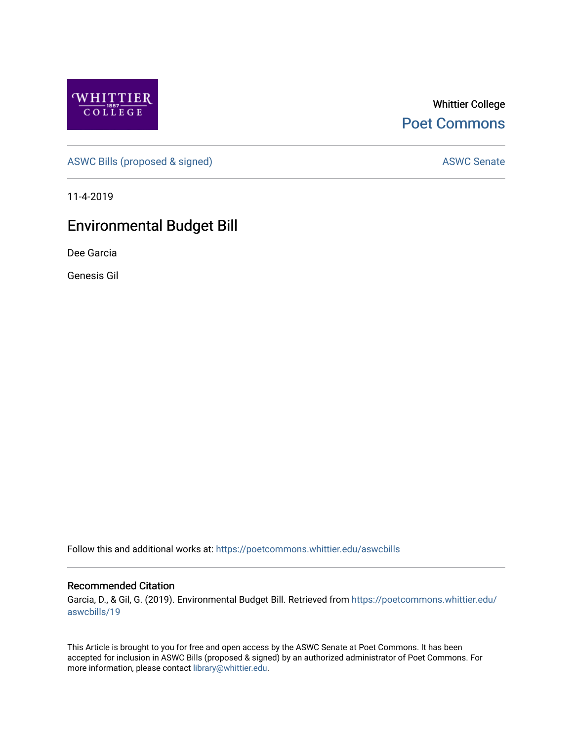Whittier College

Poet Commons

ASWC Bills (proposed & signed)

ASWC Senate

11-4-2019

# Environmental Budget Bill

Dee Garcia

Genesis Gil

Follow this and additional works at: https://poetcommons.whittier.edu/aswcbills

## Recommended Citation

Garcia, D., & Gil, G. (2019). Environmental Budget Bill. Retrieved from https://poetcommons.whittier.edu/aswcbills/19

This Article is brought to you for free and open access by the ASWC Senate at Poet Commons. It has been accepted for inclusion in ASWC Bills (proposed & signed) by an authorized administrator of Poet Commons. For more information, please contact library@whittier.edu.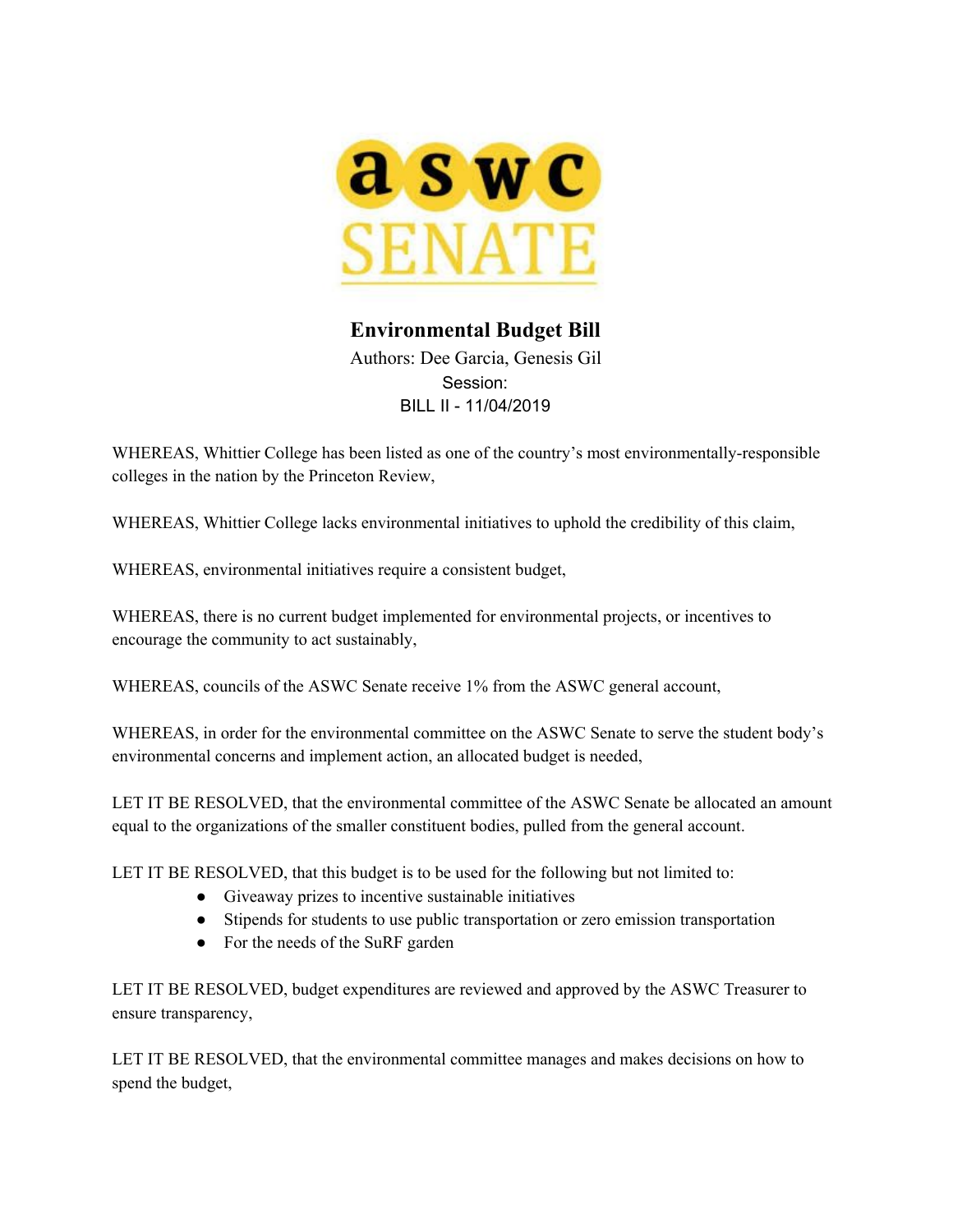**aswc SENATE**

# Environmental Budget Bill

Authors: Dee Garcia, Genesis Gil

Session:

BILL II - 11/04/2019

WHEREAS, Whittier College has been listed as one of the country's most environmentally-responsible colleges in the nation by the Princeton Review,

WHEREAS, Whittier College lacks environmental initiatives to uphold the credibility of this claim,

WHEREAS, environmental initiatives require a consistent budget,

WHEREAS, there is no current budget implemented for environmental projects, or incentives to encourage the community to act sustainably,

WHEREAS, councils of the ASWC Senate receive 1% from the ASWC general account,

WHEREAS, in order for the environmental committee on the ASWC Senate to serve the student body's environmental concerns and implement action, an allocated budget is needed,

LET IT BE RESOLVED, that the environmental committee of the ASWC Senate be allocated an amount equal to the organizations of the smaller constituent bodies, pulled from the general account.

LET IT BE RESOLVED, that this budget is to be used for the following but not limited to:

- Giveaway prizes to incentive sustainable initiatives
- Stipends for students to use public transportation or zero emission transportation
- For the needs of the SuRF garden

LET IT BE RESOLVED, budget expenditures are reviewed and approved by the ASWC Treasurer to ensure transparency,

LET IT BE RESOLVED, that the environmental committee manages and makes decisions on how to spend the budget,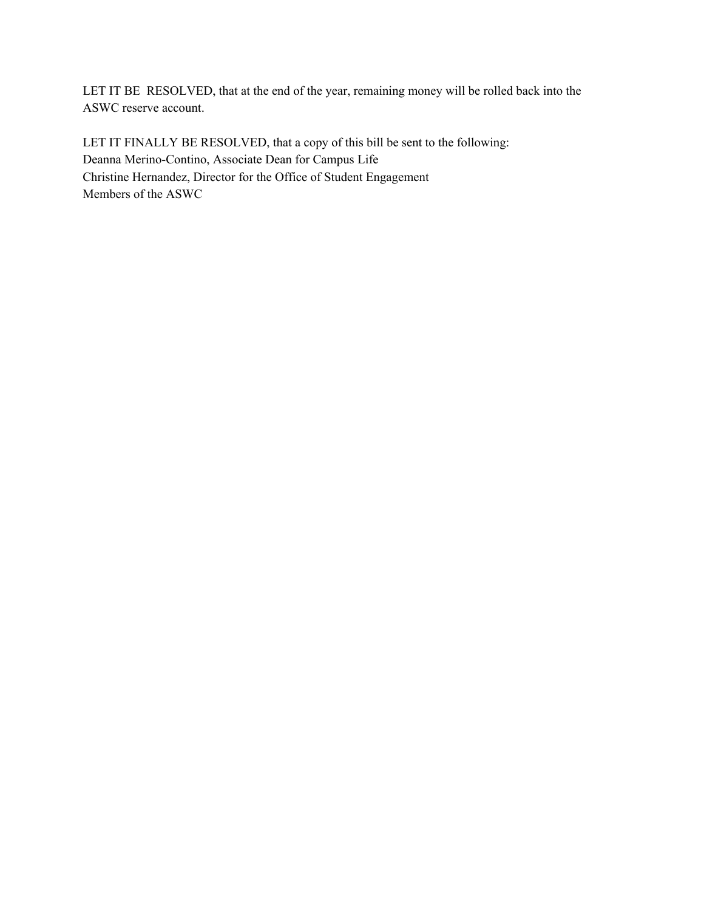LET IT BE  RESOLVED, that at the end of the year, remaining money will be rolled back into the ASWC reserve account.

LET IT FINALLY BE RESOLVED, that a copy of this bill be sent to the following:
Deanna Merino-Contino, Associate Dean for Campus Life
Christine Hernandez, Director for the Office of Student Engagement
Members of the ASWC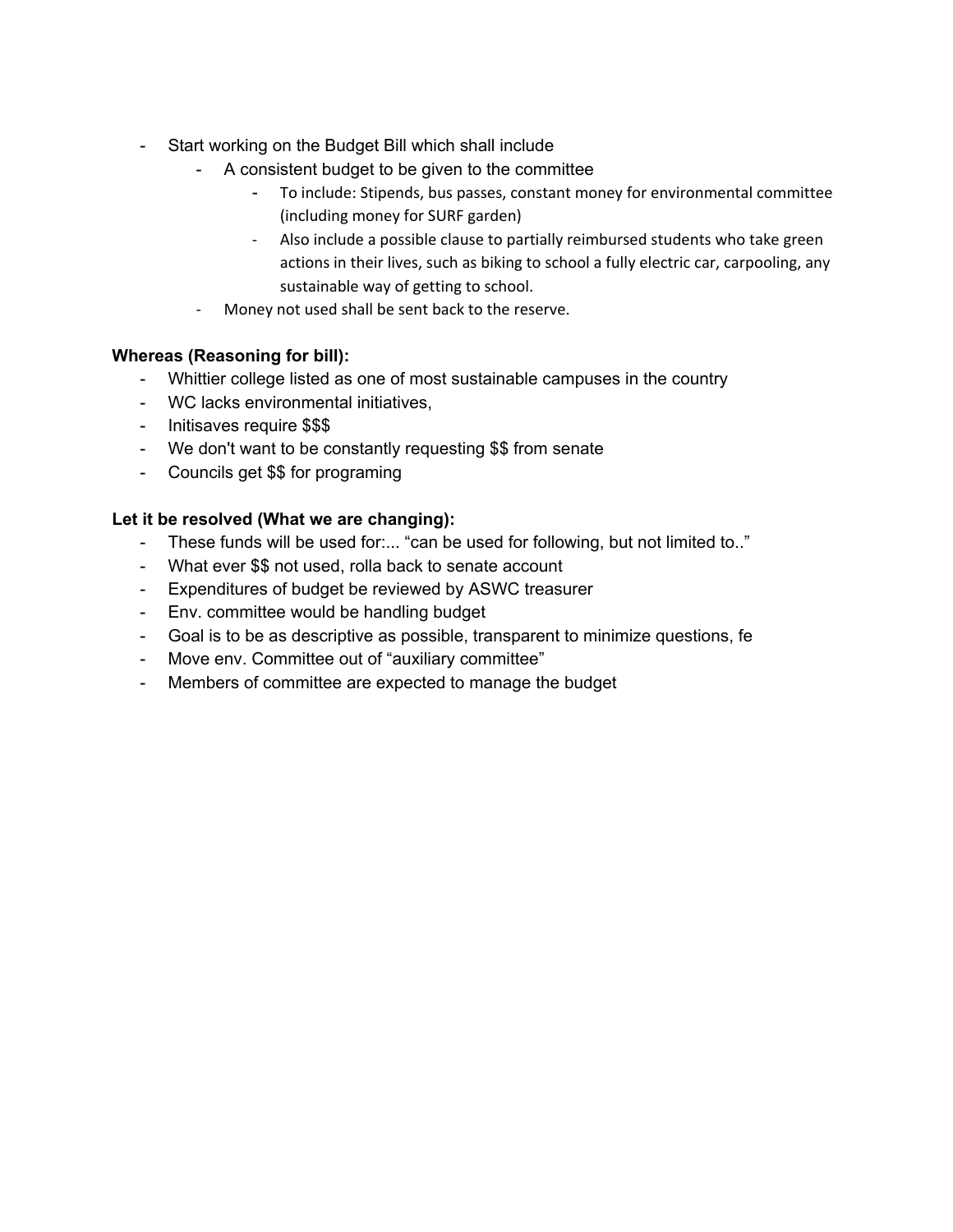- Start working on the Budget Bill which shall include
    - A consistent budget to be given to the committee
        - To include: Stipends, bus passes, constant money for environmental committee (including money for SURF garden)
        - Also include a possible clause to partially reimbursed students who take green actions in their lives, such as biking to school a fully electric car, carpooling, any sustainable way of getting to school.
    - Money not used shall be sent back to the reserve.

**Whereas (Reasoning for bill):**

- Whittier college listed as one of most sustainable campuses in the country
- WC lacks environmental initiatives,
- Initisaves require $$$
- We don't want to be constantly requesting $$ from senate
- Councils get $$ for programing

**Let it be resolved (What we are changing):**

- These funds will be used for:... "can be used for following, but not limited to.."
- What ever $$ not used, rolla back to senate account
- Expenditures of budget be reviewed by ASWC treasurer
- Env. committee would be handling budget
- Goal is to be as descriptive as possible, transparent to minimize questions, fe
- Move env. Committee out of "auxiliary committee"
- Members of committee are expected to manage the budget